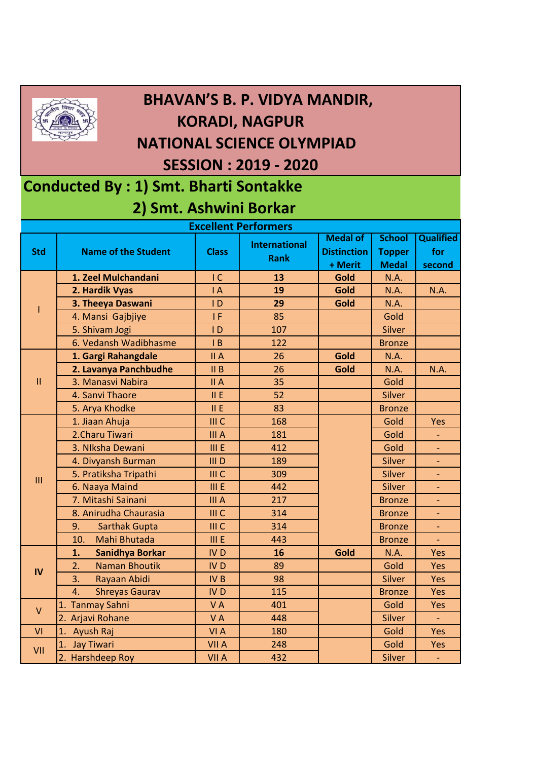# BHAVAN'S B. P. VIDYA MANDIR, KORADI, NAGPUR

# NATIONAL SCIENCE OLYMPIAD

## SESSION : 2019 - 2020

**Conducted By : 1) Smt. Bharti Sontakke**

**2) Smt. Ashwini Borkar**

**Excellent Performers**

| Std | Name of the Student | Class | International Rank | Medal of Distinction + Merit | School Topper Medal | Qualified for second |
|---|---|---|---|---|---|---|
| I | **1. Zeel Mulchandani** | I C | **13** | **Gold** | N.A. | |
| | **2. Hardik Vyas** | I A | **19** | **Gold** | N.A. | N.A. |
| | **3. Theeya Daswani** | I D | **29** | **Gold** | N.A. | |
| | 4. Mansi Gajbjiye | I F | 85 | | Gold | |
| | 5. Shivam Jogi | I D | 107 | | Silver | |
| | 6. Vedansh Wadibhasme | I B | 122 | | Bronze | |
| II | **1. Gargi Rahangdale** | II A | 26 | **Gold** | N.A. | |
| | **2. Lavanya Panchbudhe** | II B | 26 | **Gold** | N.A. | N.A. |
| | 3. Manasvi Nabira | II A | 35 | | Gold | |
| | 4. Sanvi Thaore | II E | 52 | | Silver | |
| | 5. Arya Khodke | II E | 83 | | Bronze | |
| III | 1. Jiaan Ahuja | III C | 168 | | Gold | Yes |
| | 2.Charu Tiwari | III A | 181 | | Gold | - |
| | 3. NIksha Dewani | III E | 412 | | Gold | - |
| | 4. Divyansh Burman | III D | 189 | | Silver | - |
| | 5. Pratiksha Tripathi | III C | 309 | | Silver | - |
| | 6. Naaya Maind | III E | 442 | | Silver | - |
| | 7. Mitashi Sainani | III A | 217 | | Bronze | - |
| | 8. Anirudha Chaurasia | III C | 314 | | Bronze | - |
| | 9. Sarthak Gupta | III C | 314 | | Bronze | - |
| | 10. Mahi Bhutada | III E | 443 | | Bronze | - |
| IV | **1. Sanidhya Borkar** | IV D | **16** | **Gold** | N.A. | Yes |
| | 2. Naman Bhoutik | IV D | 89 | | Gold | Yes |
| | 3. Rayaan Abidi | IV B | 98 | | Silver | Yes |
| | 4. Shreyas Gaurav | IV D | 115 | | Bronze | Yes |
| V | 1. Tanmay Sahni | V A | 401 | | Gold | Yes |
| | 2. Arjavi Rohane | V A | 448 | | Silver | - |
| VI | 1. Ayush Raj | VI A | 180 | | Gold | Yes |
| VII | 1. Jay Tiwari | VII A | 248 | | Gold | Yes |
| | 2. Harshdeep Roy | VII A | 432 | | Silver | - |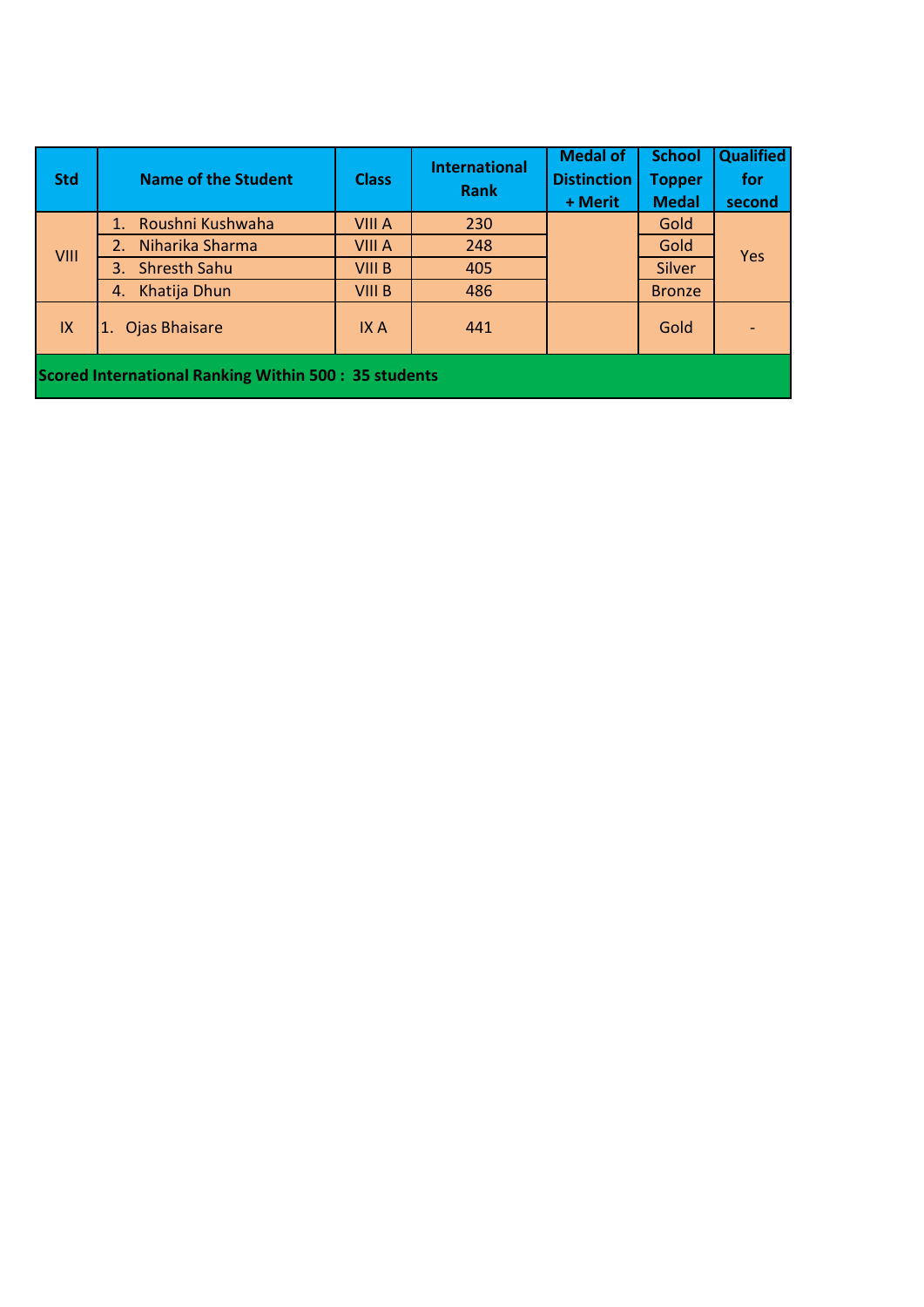| Std | Name of the Student | Class | International Rank | Medal of Distinction + Merit | School Topper Medal | Qualified for second |
|---|---|---|---|---|---|---|
| VIII | 1. Roushni Kushwaha | VIII A | 230 | | Gold | Yes |
| | 2. Niharika Sharma | VIII A | 248 | | Gold | |
| | 3. Shresth Sahu | VIII B | 405 | | Silver | |
| | 4. Khatija Dhun | VIII B | 486 | | Bronze | |
| IX | 1. Ojas Bhaisare | IX A | 441 | | Gold | - |
| **Scored International Ranking Within 500 : 35 students** | | | | | | |